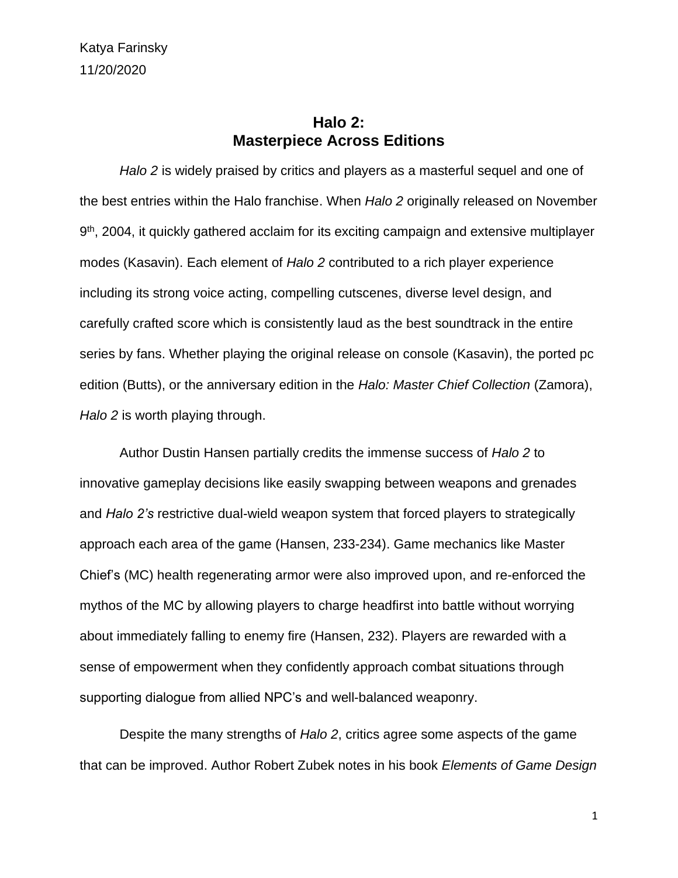Katya Farinsky
11/20/2020

# Halo 2:
# Masterpiece Across Editions

*Halo 2* is widely praised by critics and players as a masterful sequel and one of the best entries within the Halo franchise. When *Halo 2* originally released on November 9th, 2004, it quickly gathered acclaim for its exciting campaign and extensive multiplayer modes (Kasavin). Each element of *Halo 2* contributed to a rich player experience including its strong voice acting, compelling cutscenes, diverse level design, and carefully crafted score which is consistently laud as the best soundtrack in the entire series by fans. Whether playing the original release on console (Kasavin), the ported pc edition (Butts), or the anniversary edition in the *Halo: Master Chief Collection* (Zamora), *Halo 2* is worth playing through.

Author Dustin Hansen partially credits the immense success of *Halo 2* to innovative gameplay decisions like easily swapping between weapons and grenades and *Halo 2's* restrictive dual-wield weapon system that forced players to strategically approach each area of the game (Hansen, 233-234). Game mechanics like Master Chief's (MC) health regenerating armor were also improved upon, and re-enforced the mythos of the MC by allowing players to charge headfirst into battle without worrying about immediately falling to enemy fire (Hansen, 232). Players are rewarded with a sense of empowerment when they confidently approach combat situations through supporting dialogue from allied NPC's and well-balanced weaponry.

Despite the many strengths of *Halo 2*, critics agree some aspects of the game that can be improved. Author Robert Zubek notes in his book *Elements of Game Design*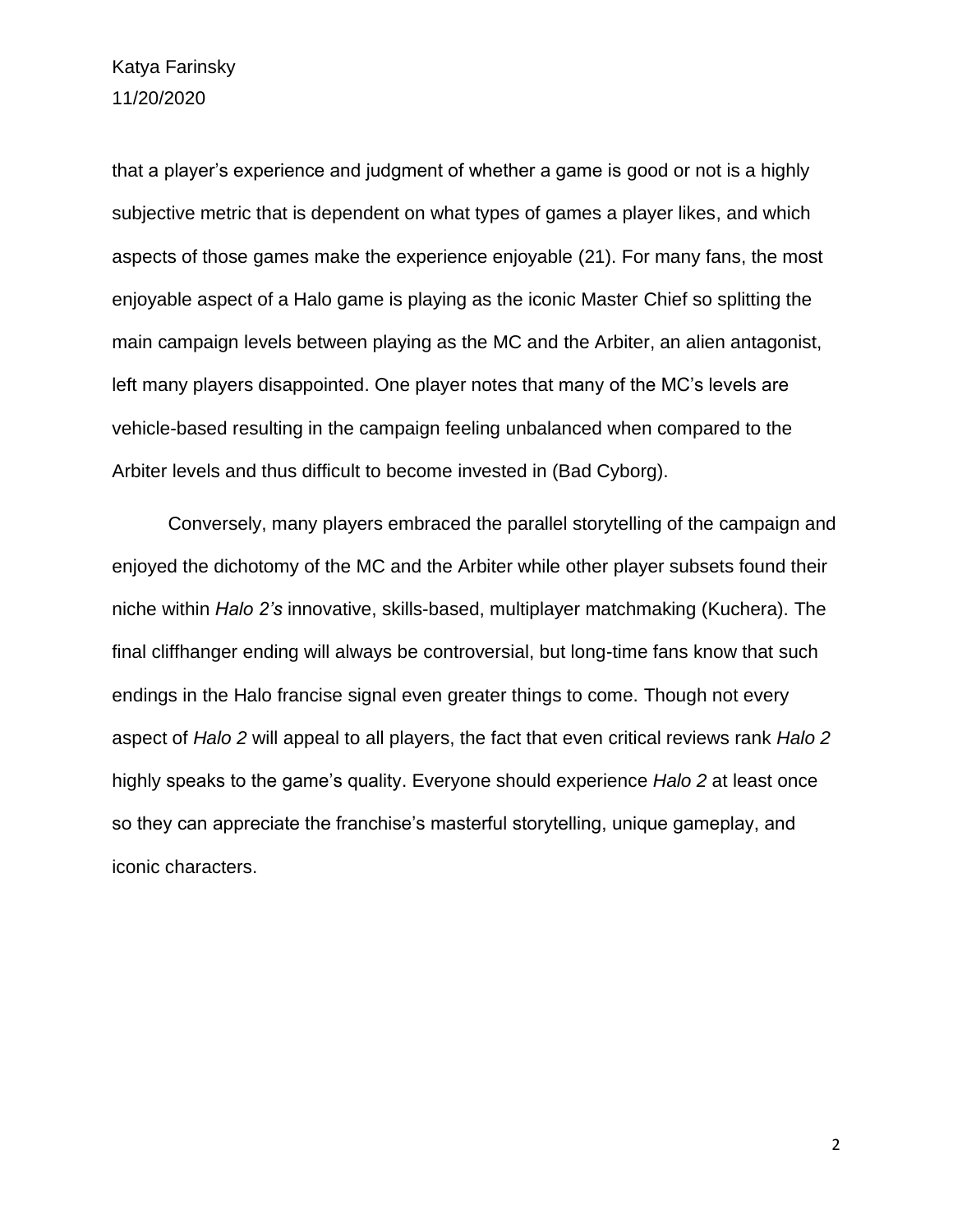that a player's experience and judgment of whether a game is good or not is a highly subjective metric that is dependent on what types of games a player likes, and which aspects of those games make the experience enjoyable (21). For many fans, the most enjoyable aspect of a Halo game is playing as the iconic Master Chief so splitting the main campaign levels between playing as the MC and the Arbiter, an alien antagonist, left many players disappointed. One player notes that many of the MC's levels are vehicle-based resulting in the campaign feeling unbalanced when compared to the Arbiter levels and thus difficult to become invested in (Bad Cyborg).

Conversely, many players embraced the parallel storytelling of the campaign and enjoyed the dichotomy of the MC and the Arbiter while other player subsets found their niche within *Halo 2's* innovative, skills-based, multiplayer matchmaking (Kuchera). The final cliffhanger ending will always be controversial, but long-time fans know that such endings in the Halo francise signal even greater things to come. Though not every aspect of *Halo 2* will appeal to all players, the fact that even critical reviews rank *Halo 2* highly speaks to the game's quality. Everyone should experience *Halo 2* at least once so they can appreciate the franchise's masterful storytelling, unique gameplay, and iconic characters.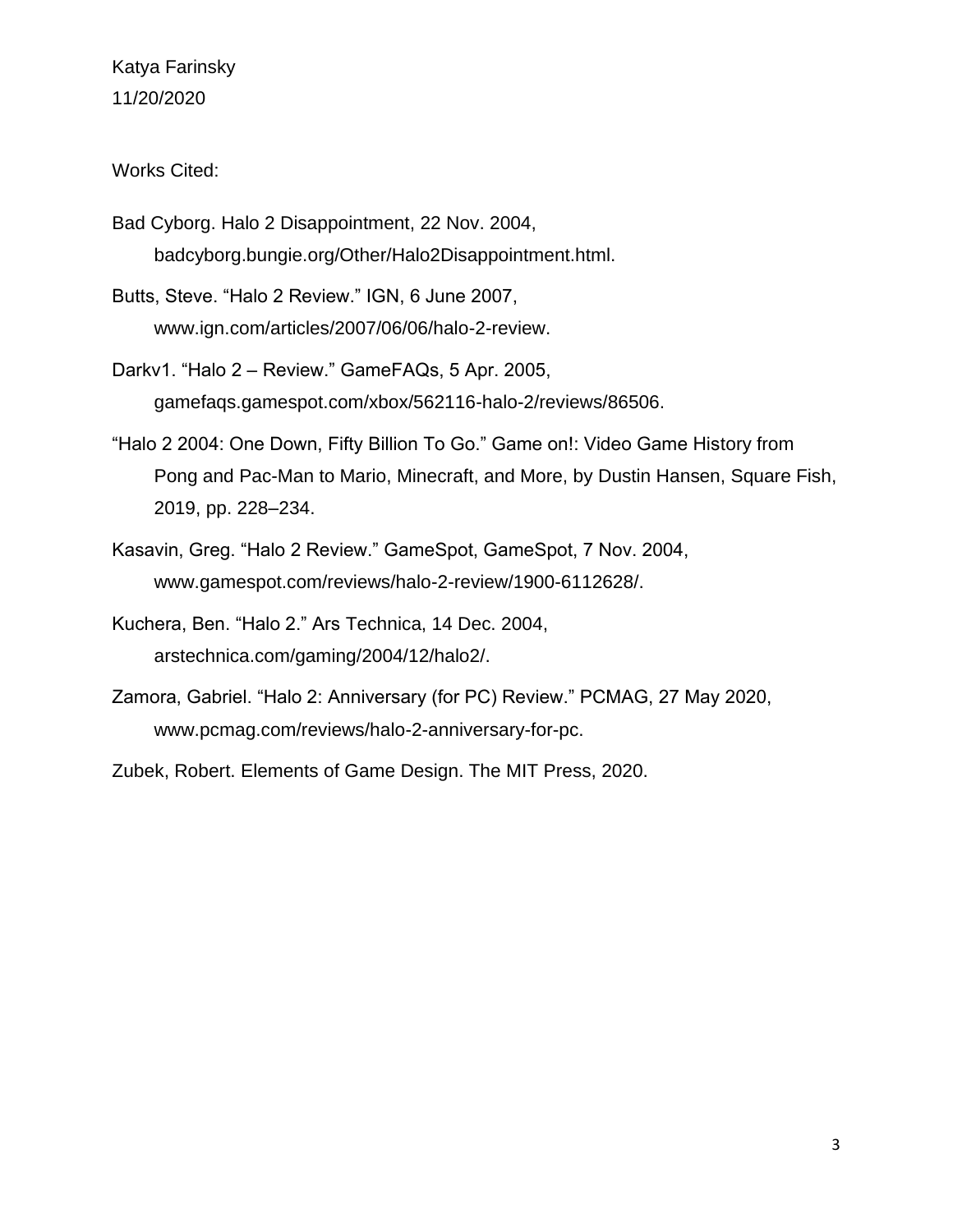Katya Farinsky

11/20/2020

Works Cited:

Bad Cyborg. Halo 2 Disappointment, 22 Nov. 2004, badcyborg.bungie.org/Other/Halo2Disappointment.html.

Butts, Steve. "Halo 2 Review." IGN, 6 June 2007, www.ign.com/articles/2007/06/06/halo-2-review.

Darkv1. "Halo 2 – Review." GameFAQs, 5 Apr. 2005, gamefaqs.gamespot.com/xbox/562116-halo-2/reviews/86506.

"Halo 2 2004: One Down, Fifty Billion To Go." Game on!: Video Game History from Pong and Pac-Man to Mario, Minecraft, and More, by Dustin Hansen, Square Fish, 2019, pp. 228–234.

Kasavin, Greg. "Halo 2 Review." GameSpot, GameSpot, 7 Nov. 2004, www.gamespot.com/reviews/halo-2-review/1900-6112628/.

Kuchera, Ben. "Halo 2." Ars Technica, 14 Dec. 2004, arstechnica.com/gaming/2004/12/halo2/.

Zamora, Gabriel. "Halo 2: Anniversary (for PC) Review." PCMAG, 27 May 2020, www.pcmag.com/reviews/halo-2-anniversary-for-pc.

Zubek, Robert. Elements of Game Design. The MIT Press, 2020.